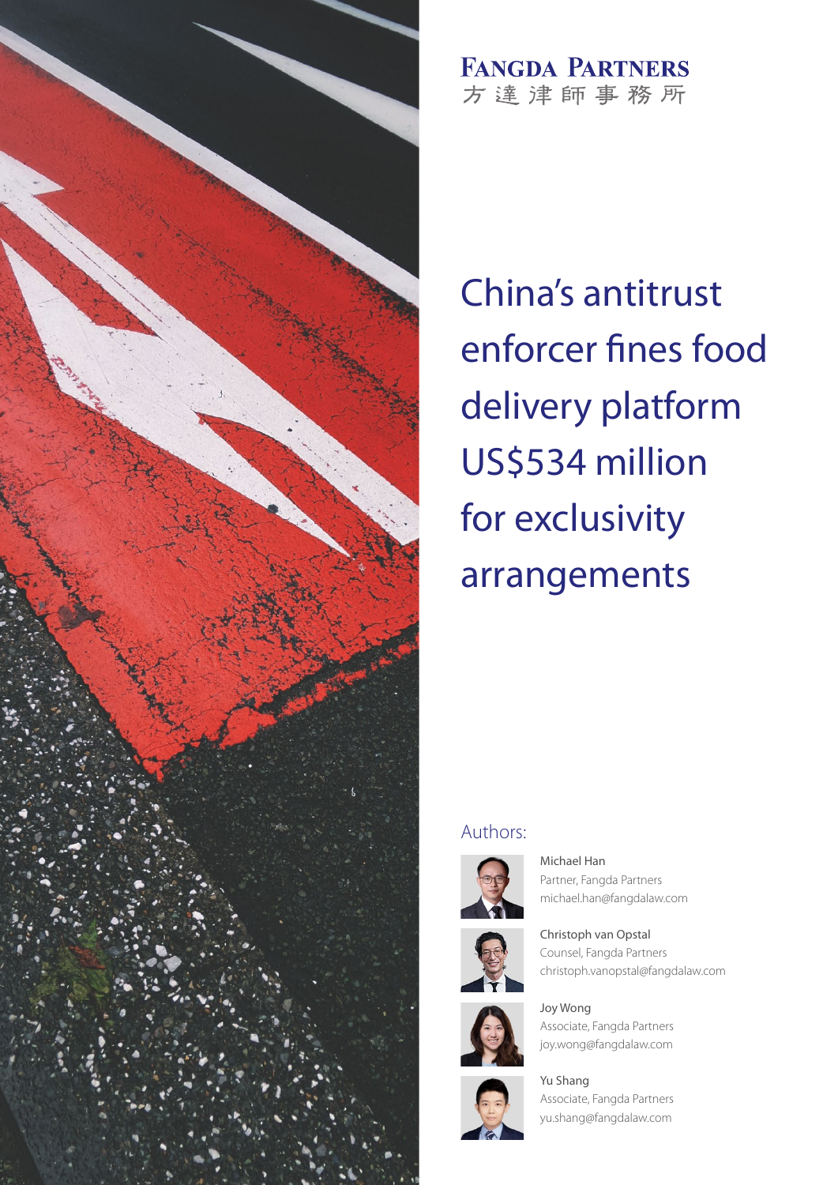**FANGDA PARTNERS**
方達津師事務所

# China's antitrust enforcer fines food delivery platform US$534 million for exclusivity arrangements

Authors:

Michael Han
Partner, Fangda Partners
michael.han@fangdalaw.com

Christoph van Opstal
Counsel, Fangda Partners
christoph.vanopstal@fangdalaw.com

Joy Wong
Associate, Fangda Partners
joy.wong@fangdalaw.com

Yu Shang
Associate, Fangda Partners
yu.shang@fangdalaw.com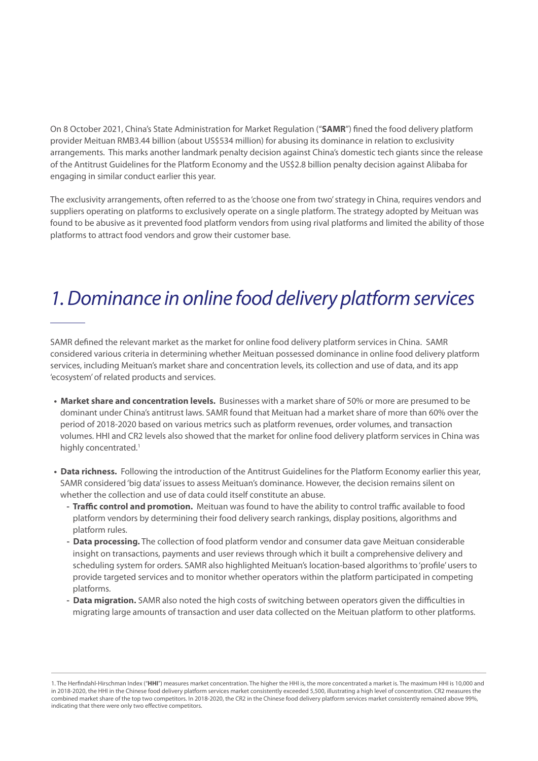On 8 October 2021, China's State Administration for Market Regulation ("**SAMR**") fined the food delivery platform provider Meituan RMB3.44 billion (about US$534 million) for abusing its dominance in relation to exclusivity arrangements. This marks another landmark penalty decision against China's domestic tech giants since the release of the Antitrust Guidelines for the Platform Economy and the US$2.8 billion penalty decision against Alibaba for engaging in similar conduct earlier this year.

The exclusivity arrangements, often referred to as the 'choose one from two' strategy in China, requires vendors and suppliers operating on platforms to exclusively operate on a single platform. The strategy adopted by Meituan was found to be abusive as it prevented food platform vendors from using rival platforms and limited the ability of those platforms to attract food vendors and grow their customer base.

## *1. Dominance in online food delivery platform services*

SAMR defined the relevant market as the market for online food delivery platform services in China. SAMR considered various criteria in determining whether Meituan possessed dominance in online food delivery platform services, including Meituan's market share and concentration levels, its collection and use of data, and its app 'ecosystem' of related products and services.

- **Market share and concentration levels.** Businesses with a market share of 50% or more are presumed to be dominant under China's antitrust laws. SAMR found that Meituan had a market share of more than 60% over the period of 2018-2020 based on various metrics such as platform revenues, order volumes, and transaction volumes. HHI and CR2 levels also showed that the market for online food delivery platform services in China was highly concentrated.[1]
- **Data richness.** Following the introduction of the Antitrust Guidelines for the Platform Economy earlier this year, SAMR considered 'big data' issues to assess Meituan's dominance. However, the decision remains silent on whether the collection and use of data could itself constitute an abuse.
  - **Traffic control and promotion.** Meituan was found to have the ability to control traffic available to food platform vendors by determining their food delivery search rankings, display positions, algorithms and platform rules.
  - **Data processing.** The collection of food platform vendor and consumer data gave Meituan considerable insight on transactions, payments and user reviews through which it built a comprehensive delivery and scheduling system for orders. SAMR also highlighted Meituan's location-based algorithms to 'profile' users to provide targeted services and to monitor whether operators within the platform participated in competing platforms.
  - **Data migration.** SAMR also noted the high costs of switching between operators given the difficulties in migrating large amounts of transaction and user data collected on the Meituan platform to other platforms.

---

1. The Herfindahl-Hirschman Index ("**HHI**") measures market concentration. The higher the HHI is, the more concentrated a market is. The maximum HHI is 10,000 and in 2018-2020, the HHI in the Chinese food delivery platform services market consistently exceeded 5,500, illustrating a high level of concentration. CR2 measures the combined market share of the top two competitors. In 2018-2020, the CR2 in the Chinese food delivery platform services market consistently remained above 99%, indicating that there were only two effective competitors.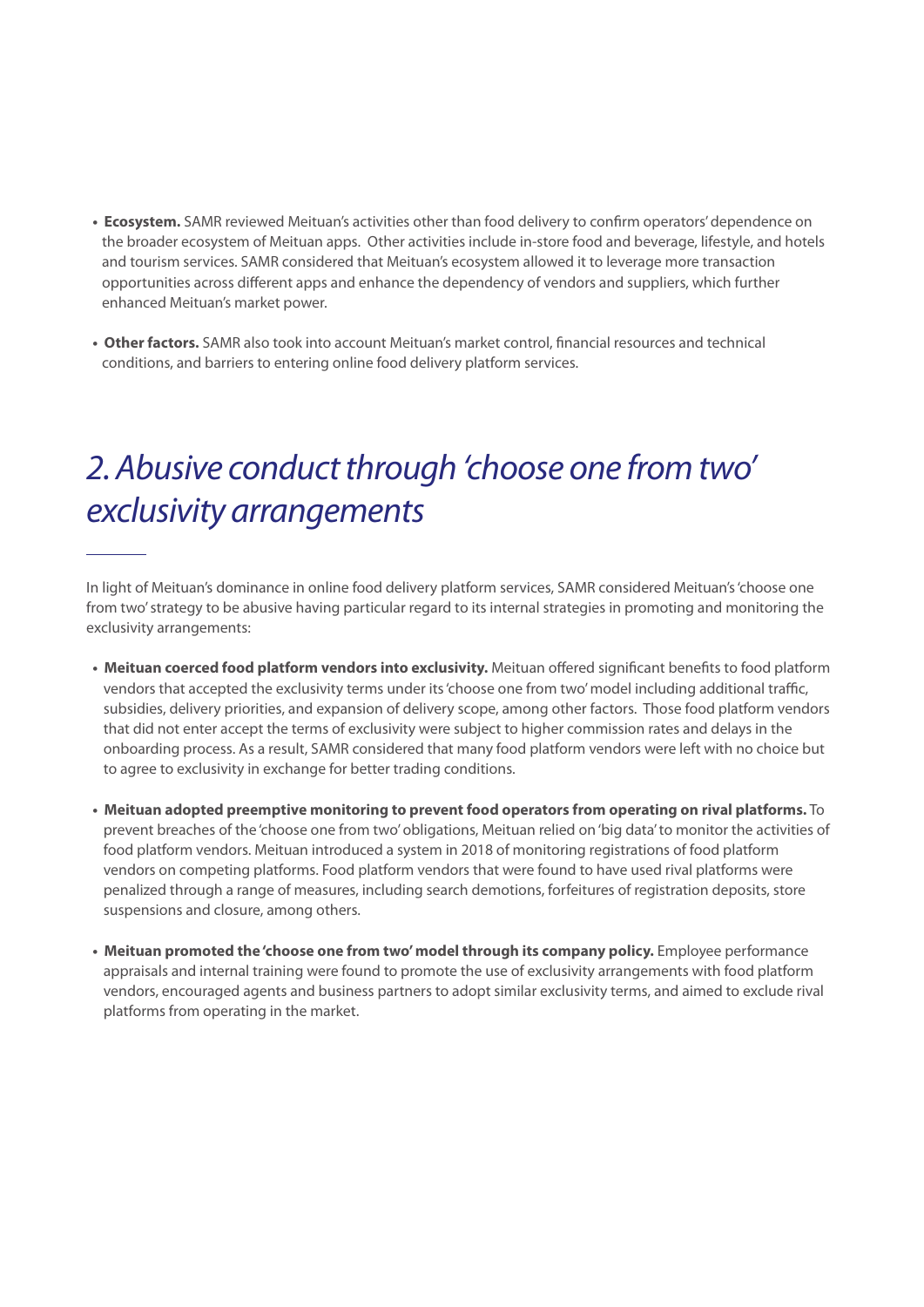- **Ecosystem.** SAMR reviewed Meituan's activities other than food delivery to confirm operators' dependence on the broader ecosystem of Meituan apps. Other activities include in-store food and beverage, lifestyle, and hotels and tourism services. SAMR considered that Meituan's ecosystem allowed it to leverage more transaction opportunities across different apps and enhance the dependency of vendors and suppliers, which further enhanced Meituan's market power.

- **Other factors.** SAMR also took into account Meituan's market control, financial resources and technical conditions, and barriers to entering online food delivery platform services.

## *2. Abusive conduct through 'choose one from two' exclusivity arrangements*

In light of Meituan's dominance in online food delivery platform services, SAMR considered Meituan's 'choose one from two' strategy to be abusive having particular regard to its internal strategies in promoting and monitoring the exclusivity arrangements:

- **Meituan coerced food platform vendors into exclusivity.** Meituan offered significant benefits to food platform vendors that accepted the exclusivity terms under its 'choose one from two' model including additional traffic, subsidies, delivery priorities, and expansion of delivery scope, among other factors. Those food platform vendors that did not enter accept the terms of exclusivity were subject to higher commission rates and delays in the onboarding process. As a result, SAMR considered that many food platform vendors were left with no choice but to agree to exclusivity in exchange for better trading conditions.

- **Meituan adopted preemptive monitoring to prevent food operators from operating on rival platforms.** To prevent breaches of the 'choose one from two' obligations, Meituan relied on 'big data' to monitor the activities of food platform vendors. Meituan introduced a system in 2018 of monitoring registrations of food platform vendors on competing platforms. Food platform vendors that were found to have used rival platforms were penalized through a range of measures, including search demotions, forfeitures of registration deposits, store suspensions and closure, among others.

- **Meituan promoted the 'choose one from two' model through its company policy.** Employee performance appraisals and internal training were found to promote the use of exclusivity arrangements with food platform vendors, encouraged agents and business partners to adopt similar exclusivity terms, and aimed to exclude rival platforms from operating in the market.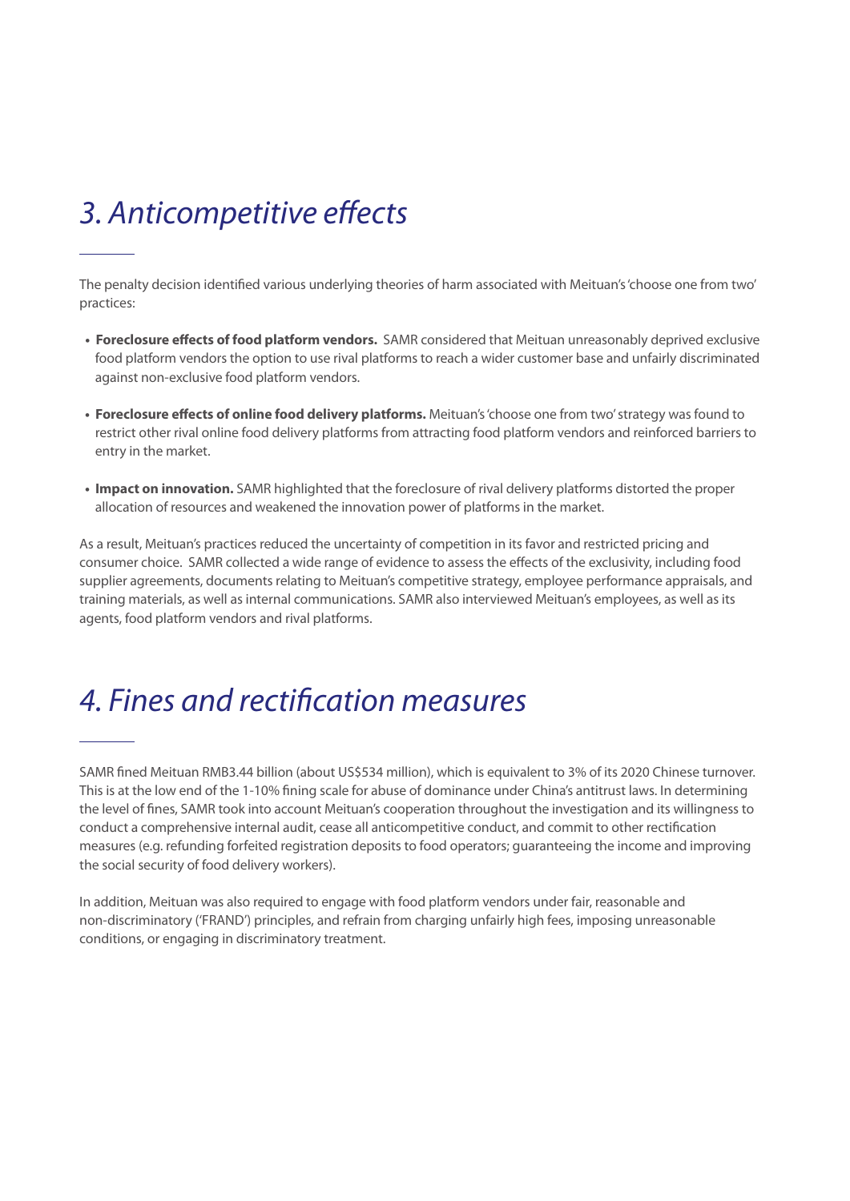# *3. Anticompetitive effects*

The penalty decision identified various underlying theories of harm associated with Meituan's 'choose one from two' practices:

- **Foreclosure effects of food platform vendors.** SAMR considered that Meituan unreasonably deprived exclusive food platform vendors the option to use rival platforms to reach a wider customer base and unfairly discriminated against non-exclusive food platform vendors.
- **Foreclosure effects of online food delivery platforms.** Meituan's 'choose one from two' strategy was found to restrict other rival online food delivery platforms from attracting food platform vendors and reinforced barriers to entry in the market.
- **Impact on innovation.** SAMR highlighted that the foreclosure of rival delivery platforms distorted the proper allocation of resources and weakened the innovation power of platforms in the market.

As a result, Meituan's practices reduced the uncertainty of competition in its favor and restricted pricing and consumer choice. SAMR collected a wide range of evidence to assess the effects of the exclusivity, including food supplier agreements, documents relating to Meituan's competitive strategy, employee performance appraisals, and training materials, as well as internal communications. SAMR also interviewed Meituan's employees, as well as its agents, food platform vendors and rival platforms.

# *4. Fines and rectification measures*

SAMR fined Meituan RMB3.44 billion (about US$534 million), which is equivalent to 3% of its 2020 Chinese turnover. This is at the low end of the 1-10% fining scale for abuse of dominance under China's antitrust laws. In determining the level of fines, SAMR took into account Meituan's cooperation throughout the investigation and its willingness to conduct a comprehensive internal audit, cease all anticompetitive conduct, and commit to other rectification measures (e.g. refunding forfeited registration deposits to food operators; guaranteeing the income and improving the social security of food delivery workers).

In addition, Meituan was also required to engage with food platform vendors under fair, reasonable and non-discriminatory ('FRAND') principles, and refrain from charging unfairly high fees, imposing unreasonable conditions, or engaging in discriminatory treatment.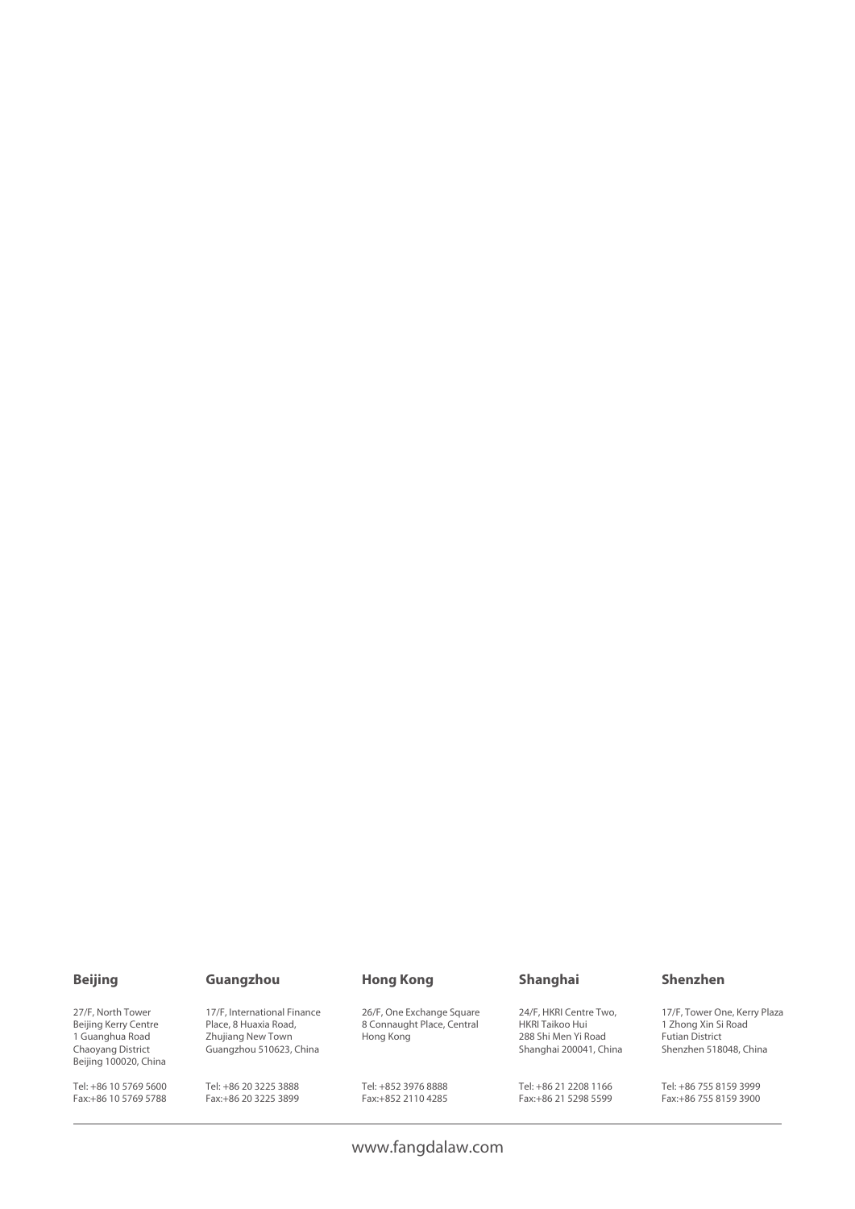**Beijing**

27/F, North Tower
Beijing Kerry Centre
1 Guanghua Road
Chaoyang District
Beijing 100020, China

Tel: +86 10 5769 5600
Fax:+86 10 5769 5788

**Guangzhou**

17/F, International Finance
Place, 8 Huaxia Road,
Zhujiang New Town
Guangzhou 510623, China

Tel: +86 20 3225 3888
Fax:+86 20 3225 3899

**Hong Kong**

26/F, One Exchange Square
8 Connaught Place, Central
Hong Kong

Tel: +852 3976 8888
Fax:+852 2110 4285

**Shanghai**

24/F, HKRI Centre Two,
HKRI Taikoo Hui
288 Shi Men Yi Road
Shanghai 200041, China

Tel: +86 21 2208 1166
Fax:+86 21 5298 5599

**Shenzhen**

17/F, Tower One, Kerry Plaza
1 Zhong Xin Si Road
Futian District
Shenzhen 518048, China

Tel: +86 755 8159 3999
Fax:+86 755 8159 3900

www.fangdalaw.com